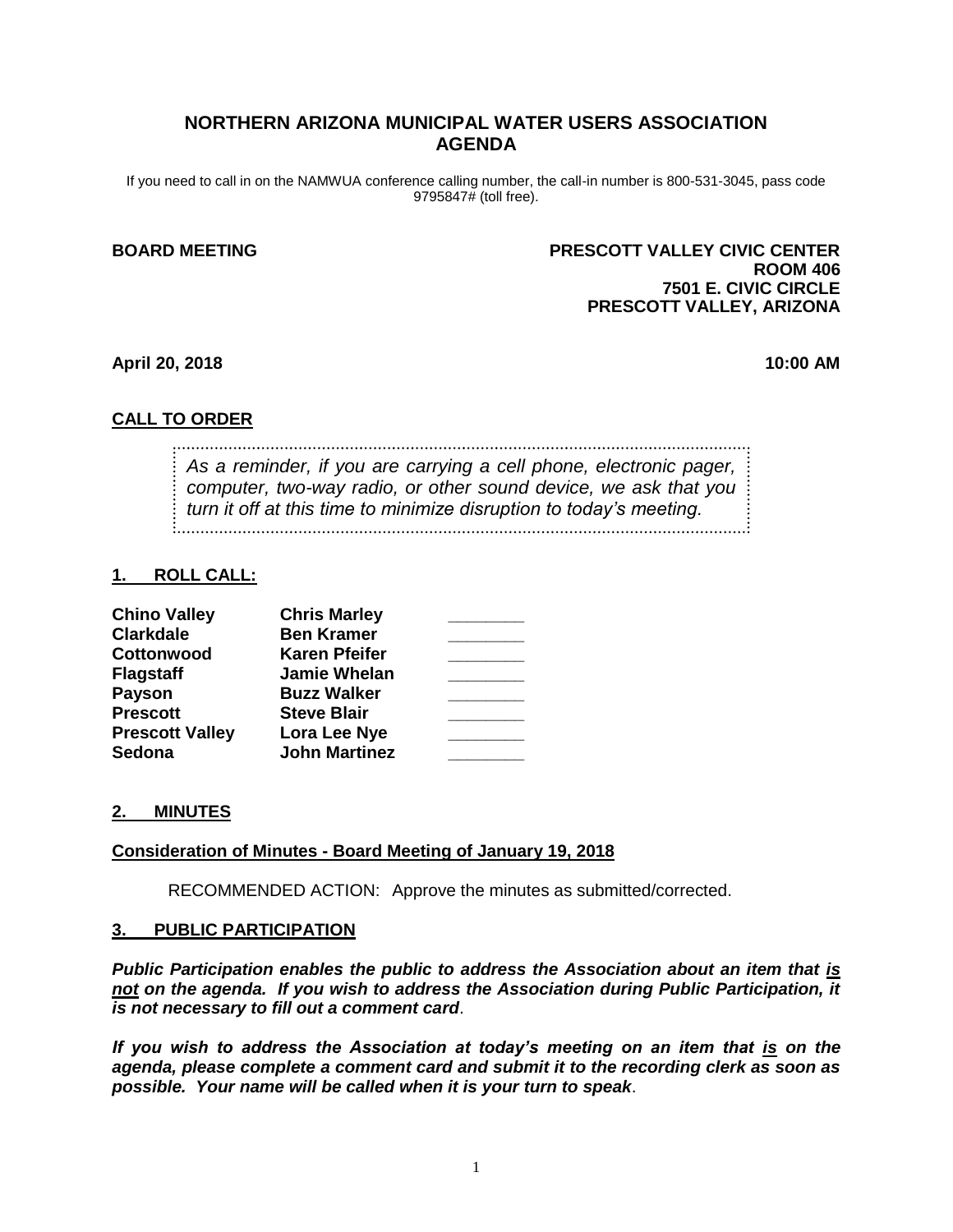# NORTHERN ARIZONA MUNICIPAL WATER USERS ASSOCIATION AGENDA

If you need to call in on the NAMWUA conference calling number, the call-in number is 800-531-3045, pass code 9795847# (toll free).

**BOARD MEETING**

**PRESCOTT VALLEY CIVIC CENTER**
**ROOM 406**
**7501 E. CIVIC CIRCLE**
**PRESCOTT VALLEY, ARIZONA**

**April 20, 2018** **10:00 AM**

## CALL TO ORDER

*As a reminder, if you are carrying a cell phone, electronic pager, computer, two-way radio, or other sound device, we ask that you turn it off at this time to minimize disruption to today's meeting.*

## 1. ROLL CALL:

| | | |
|---|---|---|
| **Chino Valley** | **Chris Marley** | ________ |
| **Clarkdale** | **Ben Kramer** | ________ |
| **Cottonwood** | **Karen Pfeifer** | ________ |
| **Flagstaff** | **Jamie Whelan** | ________ |
| **Payson** | **Buzz Walker** | ________ |
| **Prescott** | **Steve Blair** | ________ |
| **Prescott Valley** | **Lora Lee Nye** | ________ |
| **Sedona** | **John Martinez** | ________ |

## 2. MINUTES

**Consideration of Minutes - Board Meeting of January 19, 2018**

RECOMMENDED ACTION: Approve the minutes as submitted/corrected.

## 3. PUBLIC PARTICIPATION

***Public Participation enables the public to address the Association about an item that is not on the agenda. If you wish to address the Association during Public Participation, it is not necessary to fill out a comment card.***

***If you wish to address the Association at today's meeting on an item that is on the agenda, please complete a comment card and submit it to the recording clerk as soon as possible. Your name will be called when it is your turn to speak.***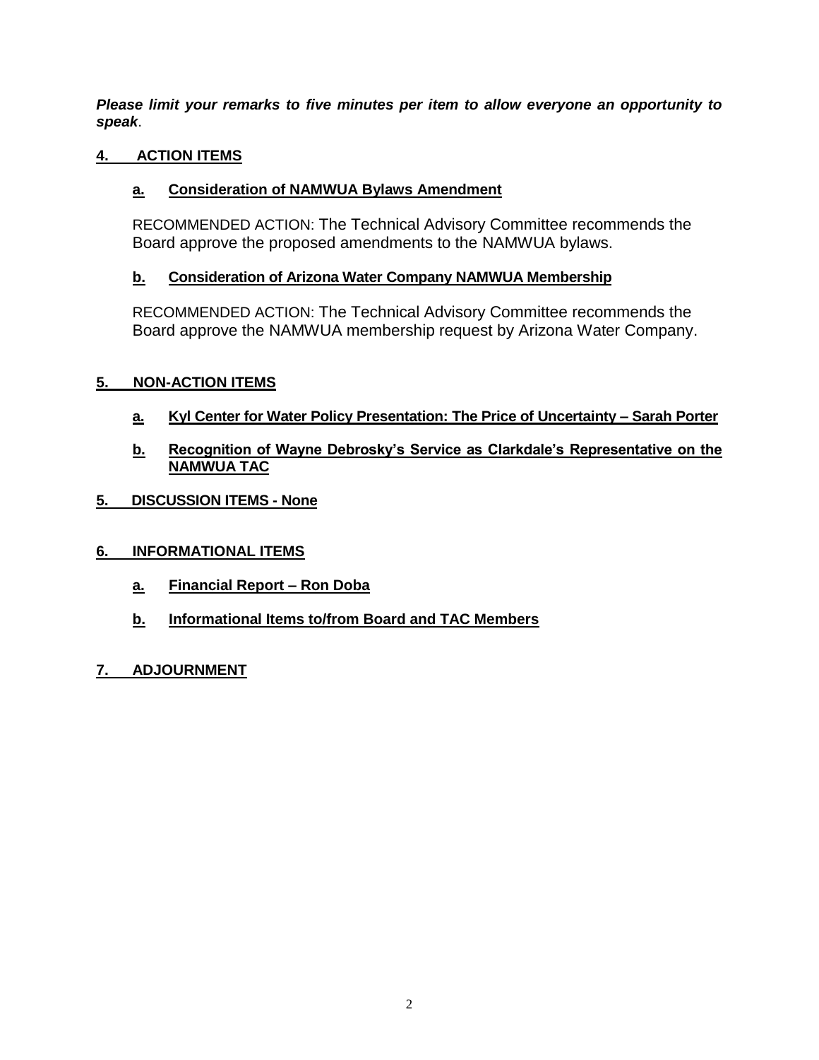***Please limit your remarks to five minutes per item to allow everyone an opportunity to speak***.

## 4. ACTION ITEMS

### a. Consideration of NAMWUA Bylaws Amendment

RECOMMENDED ACTION: The Technical Advisory Committee recommends the Board approve the proposed amendments to the NAMWUA bylaws.

### b. Consideration of Arizona Water Company NAMWUA Membership

RECOMMENDED ACTION: The Technical Advisory Committee recommends the Board approve the NAMWUA membership request by Arizona Water Company.

## 5. NON-ACTION ITEMS

### a. Kyl Center for Water Policy Presentation: The Price of Uncertainty – Sarah Porter

### b. Recognition of Wayne Debrosky's Service as Clarkdale's Representative on the NAMWUA TAC

## 5. DISCUSSION ITEMS - None

## 6. INFORMATIONAL ITEMS

### a. Financial Report – Ron Doba

### b. Informational Items to/from Board and TAC Members

## 7. ADJOURNMENT